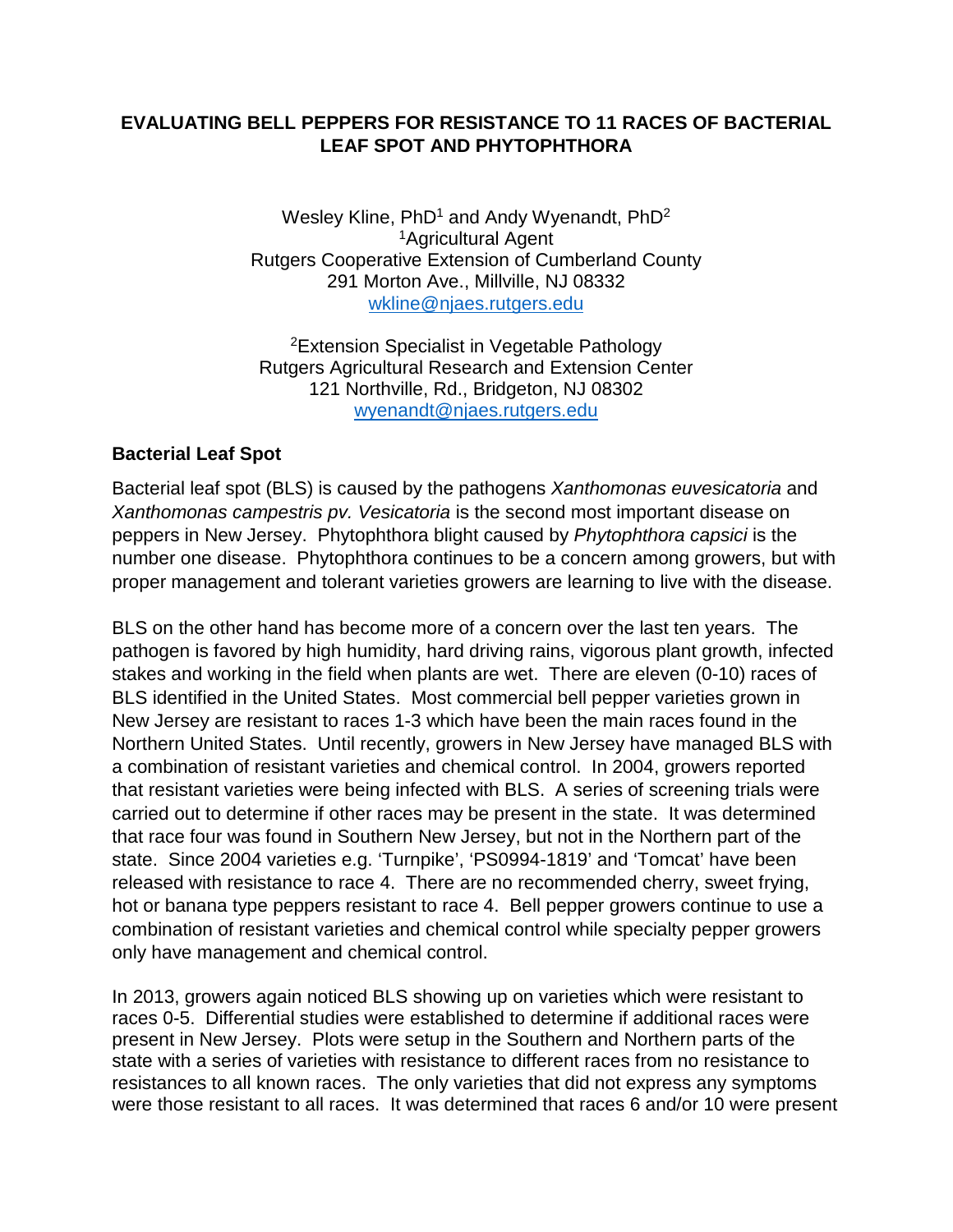# EVALUATING BELL PEPPERS FOR RESISTANCE TO 11 RACES OF BACTERIAL LEAF SPOT AND PHYTOPHTHORA

Wesley Kline, PhD[1] and Andy Wyenandt, PhD[2]

[1]Agricultural Agent
Rutgers Cooperative Extension of Cumberland County
291 Morton Ave., Millville, NJ 08332
wkline@njaes.rutgers.edu

[2]Extension Specialist in Vegetable Pathology
Rutgers Agricultural Research and Extension Center
121 Northville, Rd., Bridgeton, NJ 08302
wyenandt@njaes.rutgers.edu

## Bacterial Leaf Spot

Bacterial leaf spot (BLS) is caused by the pathogens *Xanthomonas euvesicatoria* and *Xanthomonas campestris pv. Vesicatoria* is the second most important disease on peppers in New Jersey. Phytophthora blight caused by *Phytophthora capsici* is the number one disease. Phytophthora continues to be a concern among growers, but with proper management and tolerant varieties growers are learning to live with the disease.

BLS on the other hand has become more of a concern over the last ten years. The pathogen is favored by high humidity, hard driving rains, vigorous plant growth, infected stakes and working in the field when plants are wet. There are eleven (0-10) races of BLS identified in the United States. Most commercial bell pepper varieties grown in New Jersey are resistant to races 1-3 which have been the main races found in the Northern United States. Until recently, growers in New Jersey have managed BLS with a combination of resistant varieties and chemical control. In 2004, growers reported that resistant varieties were being infected with BLS. A series of screening trials were carried out to determine if other races may be present in the state. It was determined that race four was found in Southern New Jersey, but not in the Northern part of the state. Since 2004 varieties e.g. 'Turnpike', 'PS0994-1819' and 'Tomcat' have been released with resistance to race 4. There are no recommended cherry, sweet frying, hot or banana type peppers resistant to race 4. Bell pepper growers continue to use a combination of resistant varieties and chemical control while specialty pepper growers only have management and chemical control.

In 2013, growers again noticed BLS showing up on varieties which were resistant to races 0-5. Differential studies were established to determine if additional races were present in New Jersey. Plots were setup in the Southern and Northern parts of the state with a series of varieties with resistance to different races from no resistance to resistances to all known races. The only varieties that did not express any symptoms were those resistant to all races. It was determined that races 6 and/or 10 were present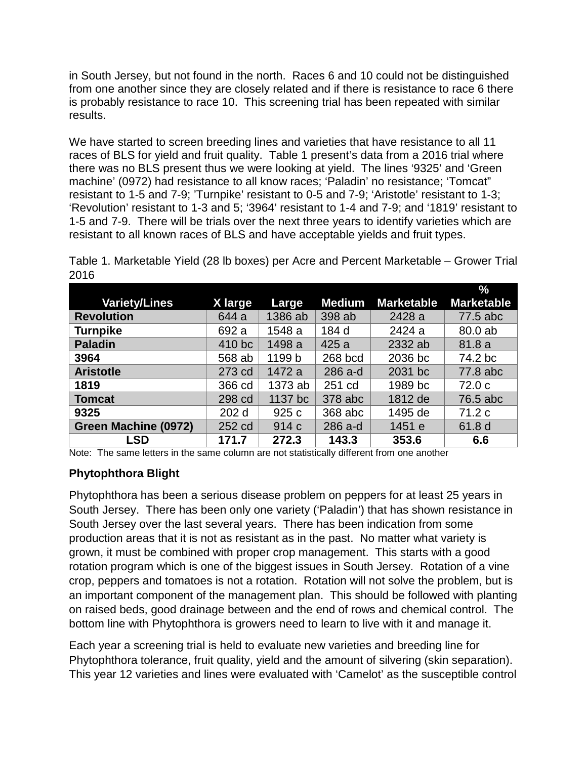in South Jersey, but not found in the north. Races 6 and 10 could not be distinguished from one another since they are closely related and if there is resistance to race 6 there is probably resistance to race 10. This screening trial has been repeated with similar results.

We have started to screen breeding lines and varieties that have resistance to all 11 races of BLS for yield and fruit quality. Table 1 present's data from a 2016 trial where there was no BLS present thus we were looking at yield. The lines '9325' and 'Green machine' (0972) had resistance to all know races; 'Paladin' no resistance; 'Tomcat" resistant to 1-5 and 7-9; 'Turnpike' resistant to 0-5 and 7-9; 'Aristotle' resistant to 1-3; 'Revolution' resistant to 1-3 and 5; '3964' resistant to 1-4 and 7-9; and '1819' resistant to 1-5 and 7-9. There will be trials over the next three years to identify varieties which are resistant to all known races of BLS and have acceptable yields and fruit types.

Table 1. Marketable Yield (28 lb boxes) per Acre and Percent Marketable – Grower Trial 2016

| Variety/Lines | X large | Large | Medium | Marketable | % Marketable |
|---|---|---|---|---|---|
| **Revolution** | 644 a | 1386 ab | 398 ab | 2428 a | 77.5 abc |
| **Turnpike** | 692 a | 1548 a | 184 d | 2424 a | 80.0 ab |
| **Paladin** | 410 bc | 1498 a | 425 a | 2332 ab | 81.8 a |
| **3964** | 568 ab | 1199 b | 268 bcd | 2036 bc | 74.2 bc |
| **Aristotle** | 273 cd | 1472 a | 286 a-d | 2031 bc | 77.8 abc |
| **1819** | 366 cd | 1373 ab | 251 cd | 1989 bc | 72.0 c |
| **Tomcat** | 298 cd | 1137 bc | 378 abc | 1812 de | 76.5 abc |
| **9325** | 202 d | 925 c | 368 abc | 1495 de | 71.2 c |
| **Green Machine (0972)** | 252 cd | 914 c | 286 a-d | 1451 e | 61.8 d |
| **LSD** | **171.7** | **272.3** | **143.3** | **353.6** | **6.6** |

Note: The same letters in the same column are not statistically different from one another

### Phytophthora Blight

Phytophthora has been a serious disease problem on peppers for at least 25 years in South Jersey. There has been only one variety ('Paladin') that has shown resistance in South Jersey over the last several years. There has been indication from some production areas that it is not as resistant as in the past. No matter what variety is grown, it must be combined with proper crop management. This starts with a good rotation program which is one of the biggest issues in South Jersey. Rotation of a vine crop, peppers and tomatoes is not a rotation. Rotation will not solve the problem, but is an important component of the management plan. This should be followed with planting on raised beds, good drainage between and the end of rows and chemical control. The bottom line with Phytophthora is growers need to learn to live with it and manage it.

Each year a screening trial is held to evaluate new varieties and breeding line for Phytophthora tolerance, fruit quality, yield and the amount of silvering (skin separation). This year 12 varieties and lines were evaluated with 'Camelot' as the susceptible control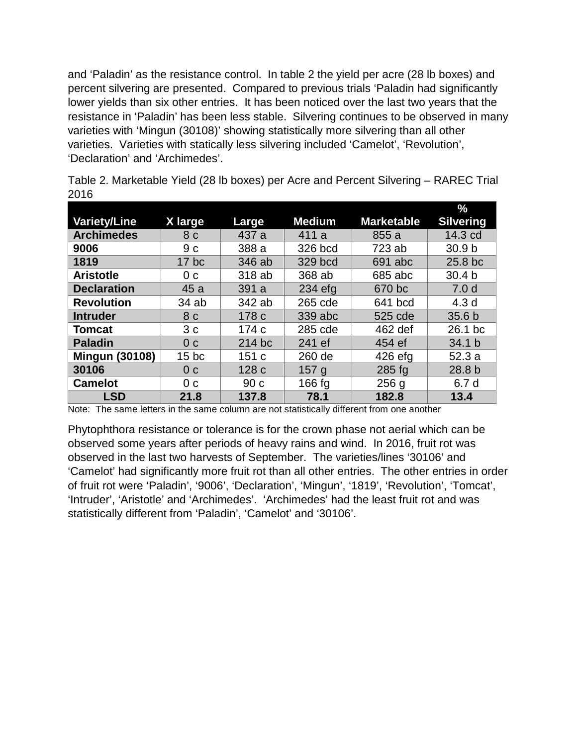and 'Paladin' as the resistance control. In table 2 the yield per acre (28 lb boxes) and percent silvering are presented. Compared to previous trials 'Paladin had significantly lower yields than six other entries. It has been noticed over the last two years that the resistance in 'Paladin' has been less stable. Silvering continues to be observed in many varieties with 'Mingun (30108)' showing statistically more silvering than all other varieties. Varieties with statically less silvering included 'Camelot', 'Revolution', 'Declaration' and 'Archimedes'.

Table 2. Marketable Yield (28 lb boxes) per Acre and Percent Silvering – RAREC Trial 2016

| Variety/Line | X large | Large | Medium | Marketable | % Silvering |
|---|---|---|---|---|---|
| **Archimedes** | 8 c | 437 a | 411 a | 855 a | 14.3 cd |
| **9006** | 9 c | 388 a | 326 bcd | 723 ab | 30.9 b |
| **1819** | 17 bc | 346 ab | 329 bcd | 691 abc | 25.8 bc |
| **Aristotle** | 0 c | 318 ab | 368 ab | 685 abc | 30.4 b |
| **Declaration** | 45 a | 391 a | 234 efg | 670 bc | 7.0 d |
| **Revolution** | 34 ab | 342 ab | 265 cde | 641 bcd | 4.3 d |
| **Intruder** | 8 c | 178 c | 339 abc | 525 cde | 35.6 b |
| **Tomcat** | 3 c | 174 c | 285 cde | 462 def | 26.1 bc |
| **Paladin** | 0 c | 214 bc | 241 ef | 454 ef | 34.1 b |
| **Mingun (30108)** | 15 bc | 151 c | 260 de | 426 efg | 52.3 a |
| **30106** | 0 c | 128 c | 157 g | 285 fg | 28.8 b |
| **Camelot** | 0 c | 90 c | 166 fg | 256 g | 6.7 d |
| **LSD** | **21.8** | **137.8** | **78.1** | **182.8** | **13.4** |

Note: The same letters in the same column are not statistically different from one another

Phytophthora resistance or tolerance is for the crown phase not aerial which can be observed some years after periods of heavy rains and wind. In 2016, fruit rot was observed in the last two harvests of September. The varieties/lines '30106' and 'Camelot' had significantly more fruit rot than all other entries. The other entries in order of fruit rot were 'Paladin', '9006', 'Declaration', 'Mingun', '1819', 'Revolution', 'Tomcat', 'Intruder', 'Aristotle' and 'Archimedes'. 'Archimedes' had the least fruit rot and was statistically different from 'Paladin', 'Camelot' and '30106'.